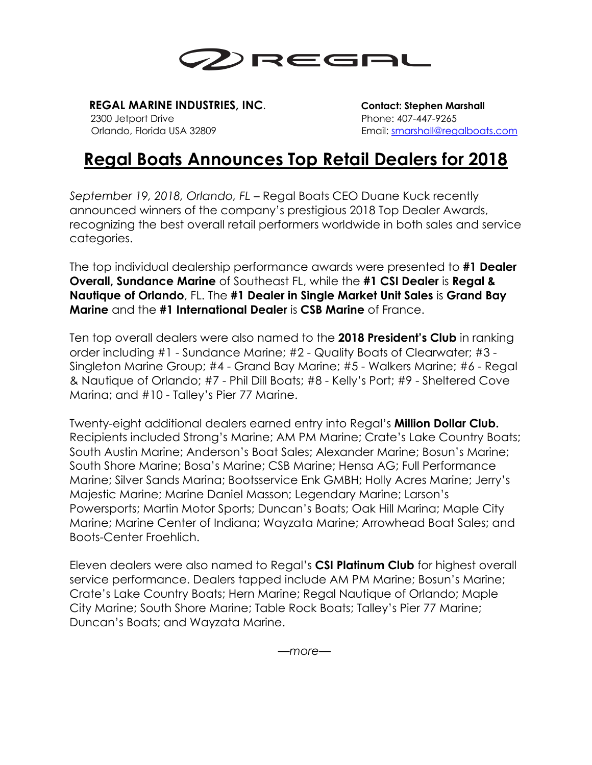REGAL

**REGAL MARINE INDUSTRIES, INC.**
2300 Jetport Drive
Orlando, Florida USA 32809

**Contact: Stephen Marshall**
Phone: 407-447-9265
Email: smarshall@regalboats.com

# Regal Boats Announces Top Retail Dealers for 2018

*September 19, 2018, Orlando, FL* – Regal Boats CEO Duane Kuck recently announced winners of the company's prestigious 2018 Top Dealer Awards, recognizing the best overall retail performers worldwide in both sales and service categories.

The top individual dealership performance awards were presented to **#1 Dealer Overall, Sundance Marine** of Southeast FL, while the **#1 CSI Dealer** is **Regal & Nautique of Orlando**, FL. The **#1 Dealer in Single Market Unit Sales** is **Grand Bay Marine** and the **#1 International Dealer** is **CSB Marine** of France.

Ten top overall dealers were also named to the **2018 President's Club** in ranking order including #1 - Sundance Marine; #2 - Quality Boats of Clearwater; #3 - Singleton Marine Group; #4 - Grand Bay Marine; #5 - Walkers Marine; #6 - Regal & Nautique of Orlando; #7 - Phil Dill Boats; #8 - Kelly's Port; #9 - Sheltered Cove Marina; and #10 - Talley's Pier 77 Marine.

Twenty-eight additional dealers earned entry into Regal's **Million Dollar Club.** Recipients included Strong's Marine; AM PM Marine; Crate's Lake Country Boats; South Austin Marine; Anderson's Boat Sales; Alexander Marine; Bosun's Marine; South Shore Marine; Bosa's Marine; CSB Marine; Hensa AG; Full Performance Marine; Silver Sands Marina; Bootsservice Enk GMBH; Holly Acres Marine; Jerry's Majestic Marine; Marine Daniel Masson; Legendary Marine; Larson's Powersports; Martin Motor Sports; Duncan's Boats; Oak Hill Marina; Maple City Marine; Marine Center of Indiana; Wayzata Marine; Arrowhead Boat Sales; and Boots-Center Froehlich.

Eleven dealers were also named to Regal's **CSI Platinum Club** for highest overall service performance. Dealers tapped include AM PM Marine; Bosun's Marine; Crate's Lake Country Boats; Hern Marine; Regal Nautique of Orlando; Maple City Marine; South Shore Marine; Table Rock Boats; Talley's Pier 77 Marine; Duncan's Boats; and Wayzata Marine.

*—more—*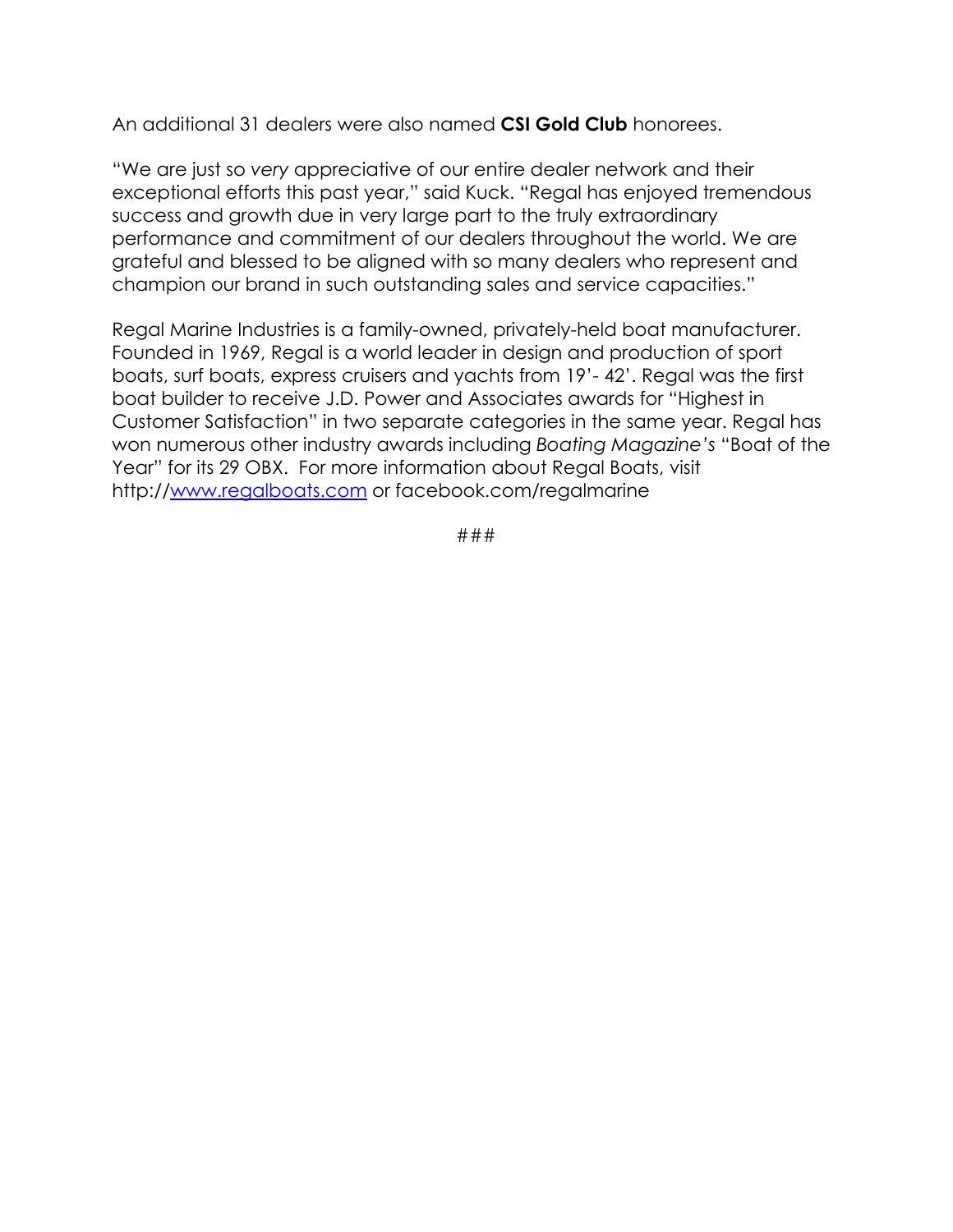An additional 31 dealers were also named **CSI Gold Club** honorees.

"We are just so *very* appreciative of our entire dealer network and their exceptional efforts this past year," said Kuck. "Regal has enjoyed tremendous success and growth due in very large part to the truly extraordinary performance and commitment of our dealers throughout the world. We are grateful and blessed to be aligned with so many dealers who represent and champion our brand in such outstanding sales and service capacities."

Regal Marine Industries is a family-owned, privately-held boat manufacturer. Founded in 1969, Regal is a world leader in design and production of sport boats, surf boats, express cruisers and yachts from 19'- 42'. Regal was the first boat builder to receive J.D. Power and Associates awards for "Highest in Customer Satisfaction" in two separate categories in the same year. Regal has won numerous other industry awards including *Boating Magazine's* "Boat of the Year" for its 29 OBX. For more information about Regal Boats, visit http://www.regalboats.com or facebook.com/regalmarine

###